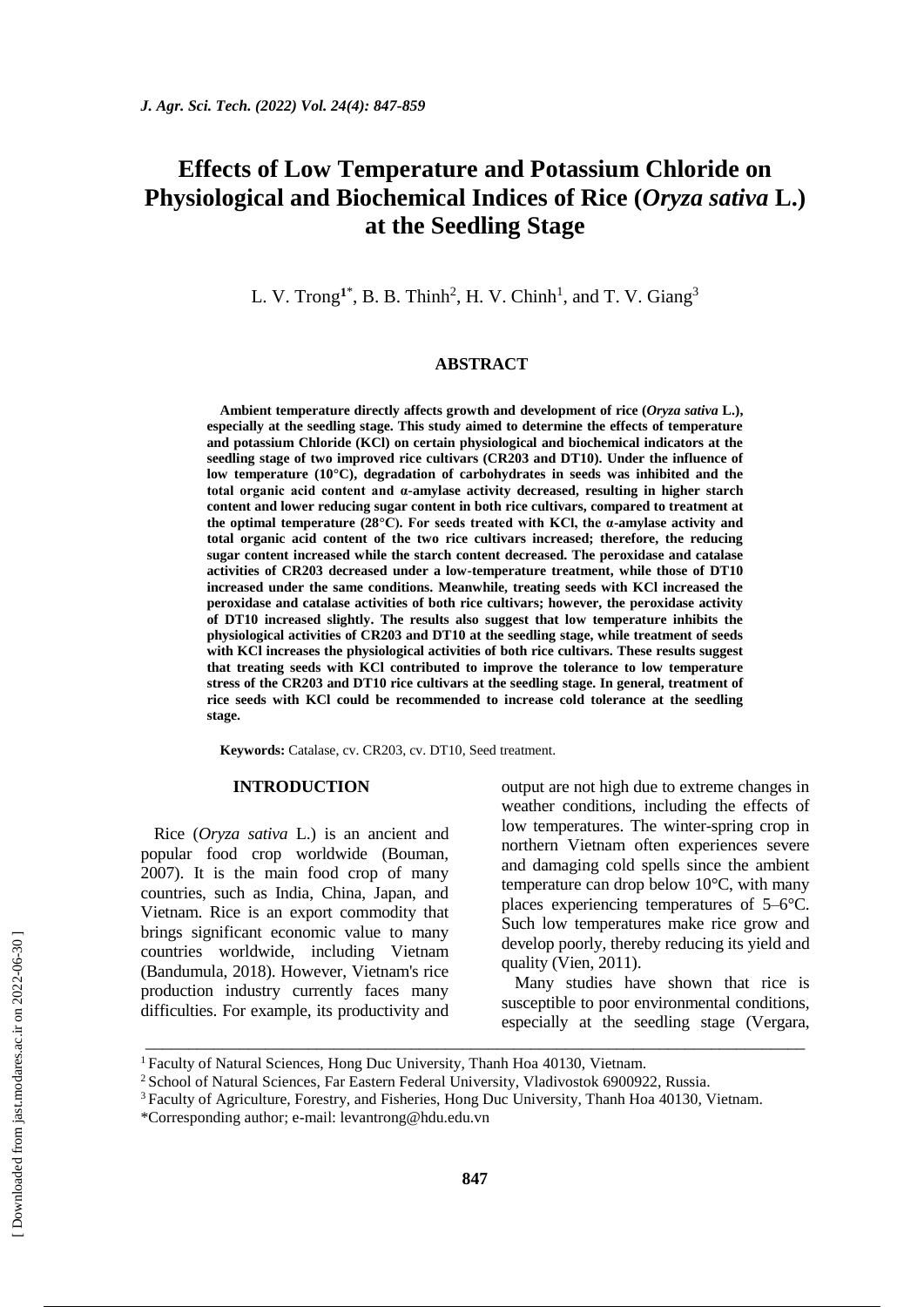# Effects of Low Temperature and Potassium Chloride on Physiological and Biochemical Indices of Rice (*Oryza sativa* L.) at the Seedling Stage

L. V. Trong[1*], B. B. Thinh[2], H. V. Chinh[1], and T. V. Giang[3]

## ABSTRACT

**Ambient temperature directly affects growth and development of rice (*Oryza sativa* L.), especially at the seedling stage. This study aimed to determine the effects of temperature and potassium Chloride (KCl) on certain physiological and biochemical indicators at the seedling stage of two improved rice cultivars (CR203 and DT10). Under the influence of low temperature (10°C), degradation of carbohydrates in seeds was inhibited and the total organic acid content and α-amylase activity decreased, resulting in higher starch content and lower reducing sugar content in both rice cultivars, compared to treatment at the optimal temperature (28°C). For seeds treated with KCl, the α-amylase activity and total organic acid content of the two rice cultivars increased; therefore, the reducing sugar content increased while the starch content decreased. The peroxidase and catalase activities of CR203 decreased under a low-temperature treatment, while those of DT10 increased under the same conditions. Meanwhile, treating seeds with KCl increased the peroxidase and catalase activities of both rice cultivars; however, the peroxidase activity of DT10 increased slightly. The results also suggest that low temperature inhibits the physiological activities of CR203 and DT10 at the seedling stage, while treatment of seeds with KCl increases the physiological activities of both rice cultivars. These results suggest that treating seeds with KCl contributed to improve the tolerance to low temperature stress of the CR203 and DT10 rice cultivars at the seedling stage. In general, treatment of rice seeds with KCl could be recommended to increase cold tolerance at the seedling stage.**

**Keywords:** Catalase, cv. CR203, cv. DT10, Seed treatment.

## INTRODUCTION

Rice (*Oryza sativa* L.) is an ancient and popular food crop worldwide (Bouman, 2007). It is the main food crop of many countries, such as India, China, Japan, and Vietnam. Rice is an export commodity that brings significant economic value to many countries worldwide, including Vietnam (Bandumula, 2018). However, Vietnam's rice production industry currently faces many difficulties. For example, its productivity and output are not high due to extreme changes in weather conditions, including the effects of low temperatures. The winter-spring crop in northern Vietnam often experiences severe and damaging cold spells since the ambient temperature can drop below 10°C, with many places experiencing temperatures of 5–6°C. Such low temperatures make rice grow and develop poorly, thereby reducing its yield and quality (Vien, 2011).

Many studies have shown that rice is susceptible to poor environmental conditions, especially at the seedling stage (Vergara,

[1] Faculty of Natural Sciences, Hong Duc University, Thanh Hoa 40130, Vietnam.

[2] School of Natural Sciences, Far Eastern Federal University, Vladivostok 6900922, Russia.

[3] Faculty of Agriculture, Forestry, and Fisheries, Hong Duc University, Thanh Hoa 40130, Vietnam.

*Corresponding author; e-mail: levantrong@hdu.edu.vn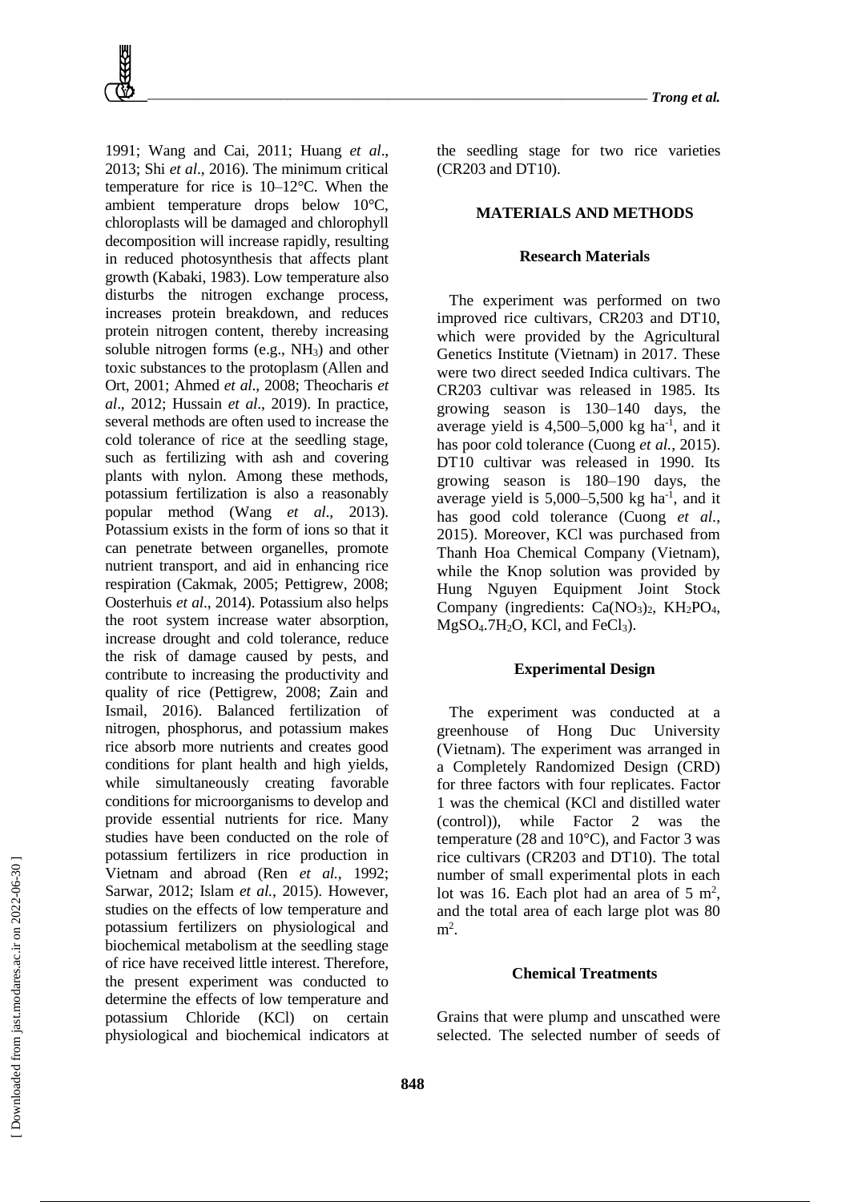1991; Wang and Cai, 2011; Huang *et al*., 2013; Shi *et al*., 2016). The minimum critical temperature for rice is 10–12°C. When the ambient temperature drops below 10°C, chloroplasts will be damaged and chlorophyll decomposition will increase rapidly, resulting in reduced photosynthesis that affects plant growth (Kabaki, 1983). Low temperature also disturbs the nitrogen exchange process, increases protein breakdown, and reduces protein nitrogen content, thereby increasing soluble nitrogen forms (e.g., $NH_3$) and other toxic substances to the protoplasm (Allen and Ort, 2001; Ahmed *et al*., 2008; Theocharis *et al*., 2012; Hussain *et al*., 2019). In practice, several methods are often used to increase the cold tolerance of rice at the seedling stage, such as fertilizing with ash and covering plants with nylon. Among these methods, potassium fertilization is also a reasonably popular method (Wang *et al*., 2013). Potassium exists in the form of ions so that it can penetrate between organelles, promote nutrient transport, and aid in enhancing rice respiration (Cakmak, 2005; Pettigrew, 2008; Oosterhuis *et al*., 2014). Potassium also helps the root system increase water absorption, increase drought and cold tolerance, reduce the risk of damage caused by pests, and contribute to increasing the productivity and quality of rice (Pettigrew, 2008; Zain and Ismail, 2016). Balanced fertilization of nitrogen, phosphorus, and potassium makes rice absorb more nutrients and creates good conditions for plant health and high yields, while simultaneously creating favorable conditions for microorganisms to develop and provide essential nutrients for rice. Many studies have been conducted on the role of potassium fertilizers in rice production in Vietnam and abroad (Ren *et al.*, 1992; Sarwar, 2012; Islam *et al.*, 2015). However, studies on the effects of low temperature and potassium fertilizers on physiological and biochemical metabolism at the seedling stage of rice have received little interest. Therefore, the present experiment was conducted to determine the effects of low temperature and potassium Chloride (KCl) on certain physiological and biochemical indicators at the seedling stage for two rice varieties (CR203 and DT10).

## MATERIALS AND METHODS

### Research Materials

The experiment was performed on two improved rice cultivars, CR203 and DT10, which were provided by the Agricultural Genetics Institute (Vietnam) in 2017. These were two direct seeded Indica cultivars. The CR203 cultivar was released in 1985. Its growing season is 130–140 days, the average yield is 4,500–5,000 kg ha$^{-1}$, and it has poor cold tolerance (Cuong *et al.*, 2015). DT10 cultivar was released in 1990. Its growing season is 180–190 days, the average yield is 5,000–5,500 kg ha$^{-1}$, and it has good cold tolerance (Cuong *et al*., 2015). Moreover, KCl was purchased from Thanh Hoa Chemical Company (Vietnam), while the Knop solution was provided by Hung Nguyen Equipment Joint Stock Company (ingredients: $Ca(NO_3)_2$, $KH_2PO_4$, $MgSO_4.7H_2O$, KCl, and $FeCl_3$).

### Experimental Design

The experiment was conducted at a greenhouse of Hong Duc University (Vietnam). The experiment was arranged in a Completely Randomized Design (CRD) for three factors with four replicates. Factor 1 was the chemical (KCl and distilled water (control)), while Factor 2 was the temperature (28 and 10°C), and Factor 3 was rice cultivars (CR203 and DT10). The total number of small experimental plots in each lot was 16. Each plot had an area of 5 m$^2$, and the total area of each large plot was 80 m$^2$.

### Chemical Treatments

Grains that were plump and unscathed were selected. The selected number of seeds of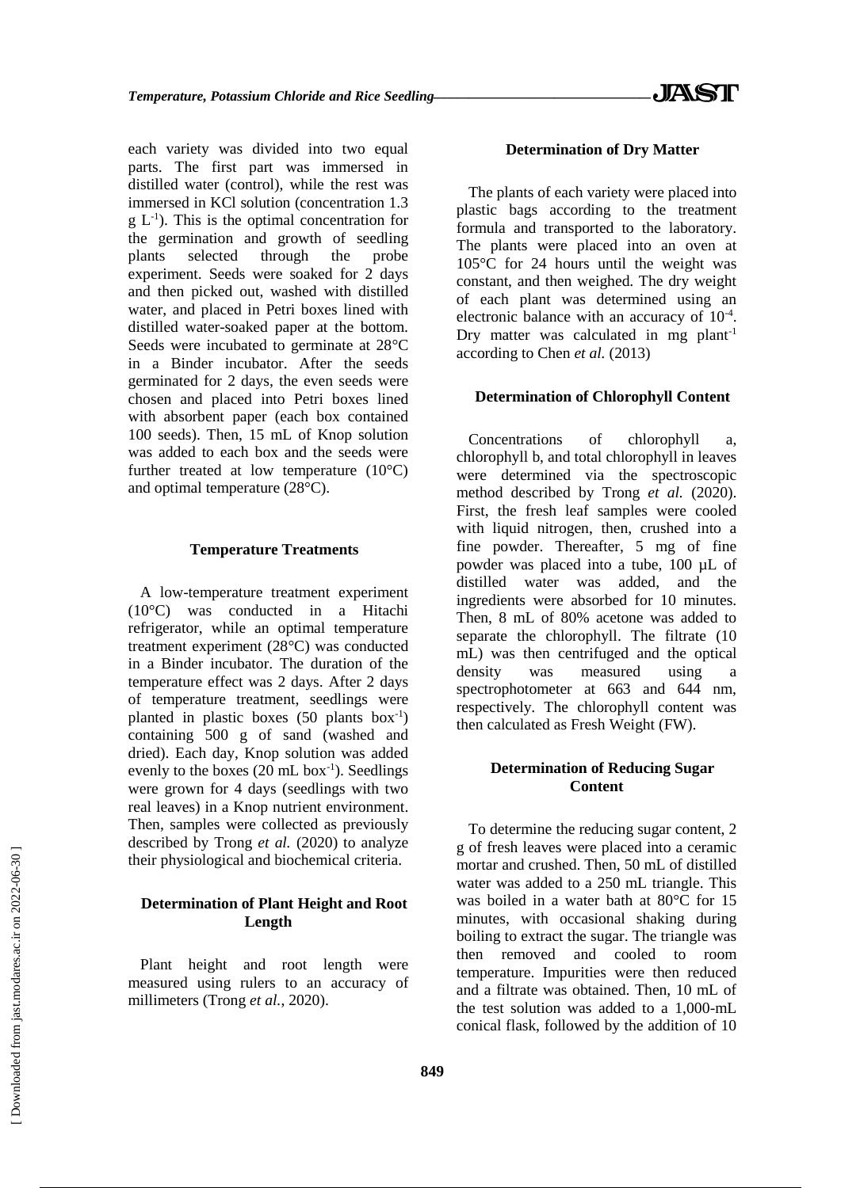each variety was divided into two equal parts. The first part was immersed in distilled water (control), while the rest was immersed in KCl solution (concentration 1.3 g $L^{-1}$). This is the optimal concentration for the germination and growth of seedling plants selected through the probe experiment. Seeds were soaked for 2 days and then picked out, washed with distilled water, and placed in Petri boxes lined with distilled water-soaked paper at the bottom. Seeds were incubated to germinate at 28°C in a Binder incubator. After the seeds germinated for 2 days, the even seeds were chosen and placed into Petri boxes lined with absorbent paper (each box contained 100 seeds). Then, 15 mL of Knop solution was added to each box and the seeds were further treated at low temperature (10°C) and optimal temperature (28°C).

### Temperature Treatments

A low-temperature treatment experiment (10°C) was conducted in a Hitachi refrigerator, while an optimal temperature treatment experiment (28°C) was conducted in a Binder incubator. The duration of the temperature effect was 2 days. After 2 days of temperature treatment, seedlings were planted in plastic boxes (50 plants $box^{-1}$) containing 500 g of sand (washed and dried). Each day, Knop solution was added evenly to the boxes (20 mL $box^{-1}$). Seedlings were grown for 4 days (seedlings with two real leaves) in a Knop nutrient environment. Then, samples were collected as previously described by Trong *et al.* (2020) to analyze their physiological and biochemical criteria.

### Determination of Plant Height and Root Length

Plant height and root length were measured using rulers to an accuracy of millimeters (Trong *et al.*, 2020).

### Determination of Dry Matter

The plants of each variety were placed into plastic bags according to the treatment formula and transported to the laboratory. The plants were placed into an oven at 105°C for 24 hours until the weight was constant, and then weighed. The dry weight of each plant was determined using an electronic balance with an accuracy of $10^{-4}$. Dry matter was calculated in mg $plant^{-1}$ according to Chen *et al.* (2013)

### Determination of Chlorophyll Content

Concentrations of chlorophyll a, chlorophyll b, and total chlorophyll in leaves were determined via the spectroscopic method described by Trong *et al.* (2020). First, the fresh leaf samples were cooled with liquid nitrogen, then, crushed into a fine powder. Thereafter, 5 mg of fine powder was placed into a tube, 100 µL of distilled water was added, and the ingredients were absorbed for 10 minutes. Then, 8 mL of 80% acetone was added to separate the chlorophyll. The filtrate (10 mL) was then centrifuged and the optical density was measured using a spectrophotometer at 663 and 644 nm, respectively. The chlorophyll content was then calculated as Fresh Weight (FW).

### Determination of Reducing Sugar Content

To determine the reducing sugar content, 2 g of fresh leaves were placed into a ceramic mortar and crushed. Then, 50 mL of distilled water was added to a 250 mL triangle. This was boiled in a water bath at 80°C for 15 minutes, with occasional shaking during boiling to extract the sugar. The triangle was then removed and cooled to room temperature. Impurities were then reduced and a filtrate was obtained. Then, 10 mL of the test solution was added to a 1,000-mL conical flask, followed by the addition of 10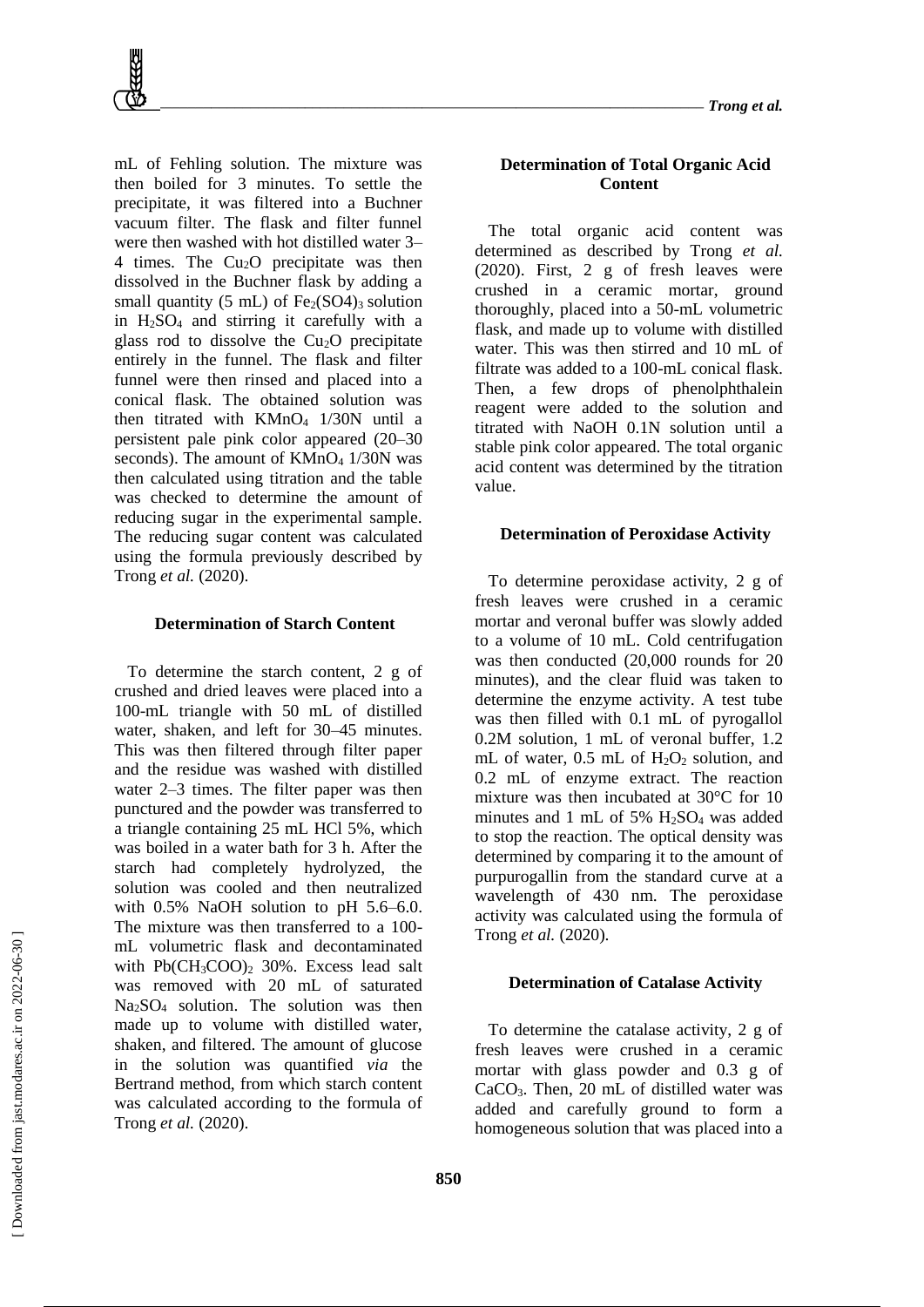mL of Fehling solution. The mixture was then boiled for 3 minutes. To settle the precipitate, it was filtered into a Buchner vacuum filter. The flask and filter funnel were then washed with hot distilled water 3–4 times. The $Cu_2O$ precipitate was then dissolved in the Buchner flask by adding a small quantity (5 mL) of $Fe_2(SO4)_3$ solution in $H_2SO_4$ and stirring it carefully with a glass rod to dissolve the $Cu_2O$ precipitate entirely in the funnel. The flask and filter funnel were then rinsed and placed into a conical flask. The obtained solution was then titrated with $KMnO_4$ 1/30N until a persistent pale pink color appeared (20–30 seconds). The amount of $KMnO_4$ 1/30N was then calculated using titration and the table was checked to determine the amount of reducing sugar in the experimental sample. The reducing sugar content was calculated using the formula previously described by Trong *et al.* (2020).

### Determination of Starch Content

To determine the starch content, 2 g of crushed and dried leaves were placed into a 100-mL triangle with 50 mL of distilled water, shaken, and left for 30–45 minutes. This was then filtered through filter paper and the residue was washed with distilled water 2–3 times. The filter paper was then punctured and the powder was transferred to a triangle containing 25 mL HCl 5%, which was boiled in a water bath for 3 h. After the starch had completely hydrolyzed, the solution was cooled and then neutralized with 0.5% NaOH solution to pH 5.6–6.0. The mixture was then transferred to a 100-mL volumetric flask and decontaminated with $Pb(CH_3COO)_2$ 30%. Excess lead salt was removed with 20 mL of saturated $Na_2SO_4$ solution. The solution was then made up to volume with distilled water, shaken, and filtered. The amount of glucose in the solution was quantified *via* the Bertrand method, from which starch content was calculated according to the formula of Trong *et al.* (2020).

### Determination of Total Organic Acid Content

The total organic acid content was determined as described by Trong *et al.* (2020). First, 2 g of fresh leaves were crushed in a ceramic mortar, ground thoroughly, placed into a 50-mL volumetric flask, and made up to volume with distilled water. This was then stirred and 10 mL of filtrate was added to a 100-mL conical flask. Then, a few drops of phenolphthalein reagent were added to the solution and titrated with NaOH 0.1N solution until a stable pink color appeared. The total organic acid content was determined by the titration value.

### Determination of Peroxidase Activity

To determine peroxidase activity, 2 g of fresh leaves were crushed in a ceramic mortar and veronal buffer was slowly added to a volume of 10 mL. Cold centrifugation was then conducted (20,000 rounds for 20 minutes), and the clear fluid was taken to determine the enzyme activity. A test tube was then filled with 0.1 mL of pyrogallol 0.2M solution, 1 mL of veronal buffer, 1.2 mL of water, 0.5 mL of $H_2O_2$ solution, and 0.2 mL of enzyme extract. The reaction mixture was then incubated at 30°C for 10 minutes and 1 mL of 5% $H_2SO_4$ was added to stop the reaction. The optical density was determined by comparing it to the amount of purpurogallin from the standard curve at a wavelength of 430 nm. The peroxidase activity was calculated using the formula of Trong *et al.* (2020).

### Determination of Catalase Activity

To determine the catalase activity, 2 g of fresh leaves were crushed in a ceramic mortar with glass powder and 0.3 g of $CaCO_3$. Then, 20 mL of distilled water was added and carefully ground to form a homogeneous solution that was placed into a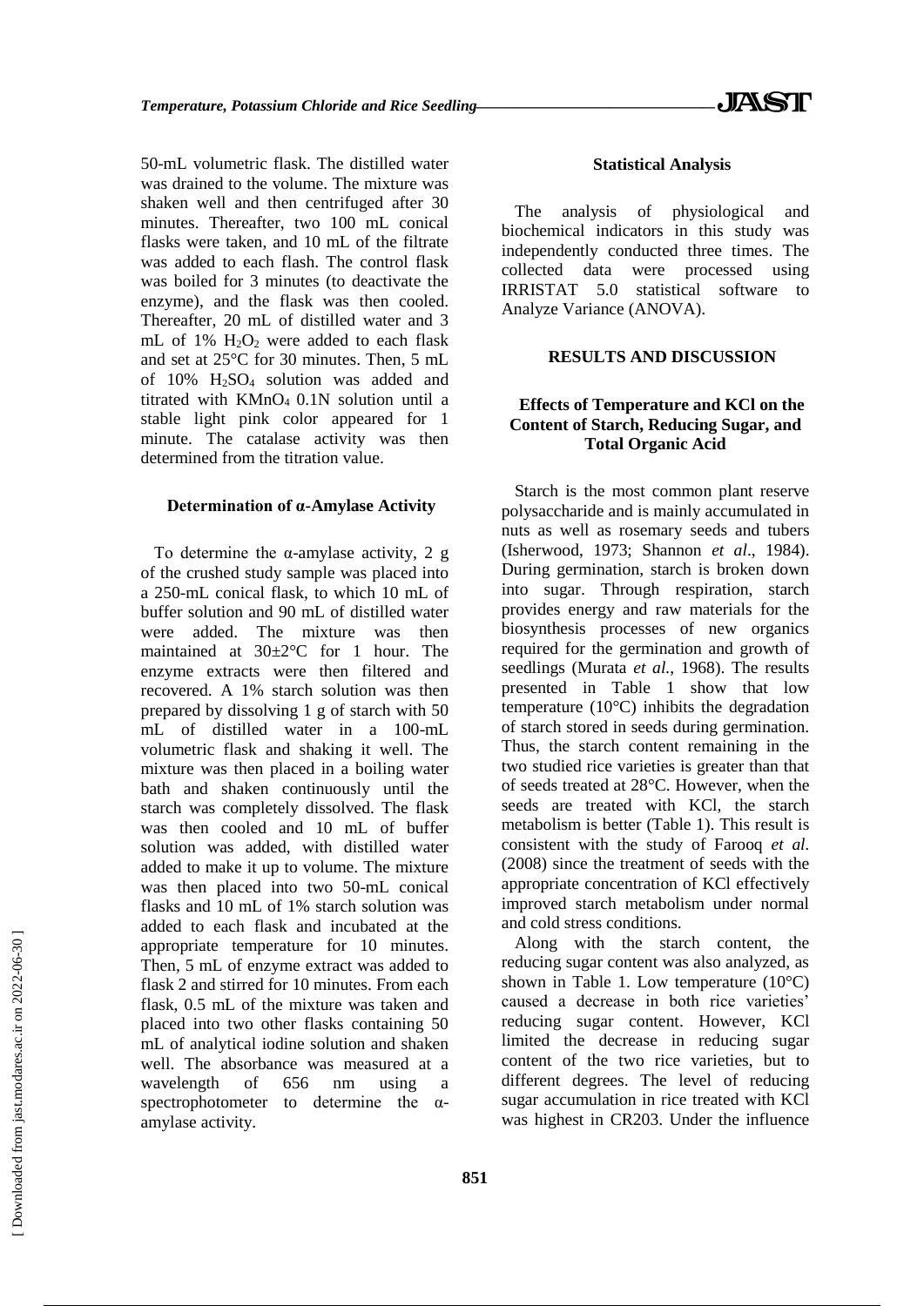50-mL volumetric flask. The distilled water was drained to the volume. The mixture was shaken well and then centrifuged after 30 minutes. Thereafter, two 100 mL conical flasks were taken, and 10 mL of the filtrate was added to each flash. The control flask was boiled for 3 minutes (to deactivate the enzyme), and the flask was then cooled. Thereafter, 20 mL of distilled water and 3 mL of 1% $H_2O_2$ were added to each flask and set at 25°C for 30 minutes. Then, 5 mL of 10% $H_2SO_4$ solution was added and titrated with $KMnO_4$ 0.1N solution until a stable light pink color appeared for 1 minute. The catalase activity was then determined from the titration value.

#### Determination of α-Amylase Activity

To determine the α-amylase activity, 2 g of the crushed study sample was placed into a 250-mL conical flask, to which 10 mL of buffer solution and 90 mL of distilled water were added. The mixture was then maintained at 30±2°C for 1 hour. The enzyme extracts were then filtered and recovered. A 1% starch solution was then prepared by dissolving 1 g of starch with 50 mL of distilled water in a 100-mL volumetric flask and shaking it well. The mixture was then placed in a boiling water bath and shaken continuously until the starch was completely dissolved. The flask was then cooled and 10 mL of buffer solution was added, with distilled water added to make it up to volume. The mixture was then placed into two 50-mL conical flasks and 10 mL of 1% starch solution was added to each flask and incubated at the appropriate temperature for 10 minutes. Then, 5 mL of enzyme extract was added to flask 2 and stirred for 10 minutes. From each flask, 0.5 mL of the mixture was taken and placed into two other flasks containing 50 mL of analytical iodine solution and shaken well. The absorbance was measured at a wavelength of 656 nm using a spectrophotometer to determine the α-amylase activity.

#### Statistical Analysis

The analysis of physiological and biochemical indicators in this study was independently conducted three times. The collected data were processed using IRRISTAT 5.0 statistical software to Analyze Variance (ANOVA).

## RESULTS AND DISCUSSION

### Effects of Temperature and KCl on the Content of Starch, Reducing Sugar, and Total Organic Acid

Starch is the most common plant reserve polysaccharide and is mainly accumulated in nuts as well as rosemary seeds and tubers (Isherwood, 1973; Shannon *et al*., 1984). During germination, starch is broken down into sugar. Through respiration, starch provides energy and raw materials for the biosynthesis processes of new organics required for the germination and growth of seedlings (Murata *et al.*, 1968). The results presented in Table 1 show that low temperature (10°C) inhibits the degradation of starch stored in seeds during germination. Thus, the starch content remaining in the two studied rice varieties is greater than that of seeds treated at 28°C. However, when the seeds are treated with KCl, the starch metabolism is better (Table 1). This result is consistent with the study of Farooq *et al.* (2008) since the treatment of seeds with the appropriate concentration of KCl effectively improved starch metabolism under normal and cold stress conditions.

Along with the starch content, the reducing sugar content was also analyzed, as shown in Table 1. Low temperature (10°C) caused a decrease in both rice varieties' reducing sugar content. However, KCl limited the decrease in reducing sugar content of the two rice varieties, but to different degrees. The level of reducing sugar accumulation in rice treated with KCl was highest in CR203. Under the influence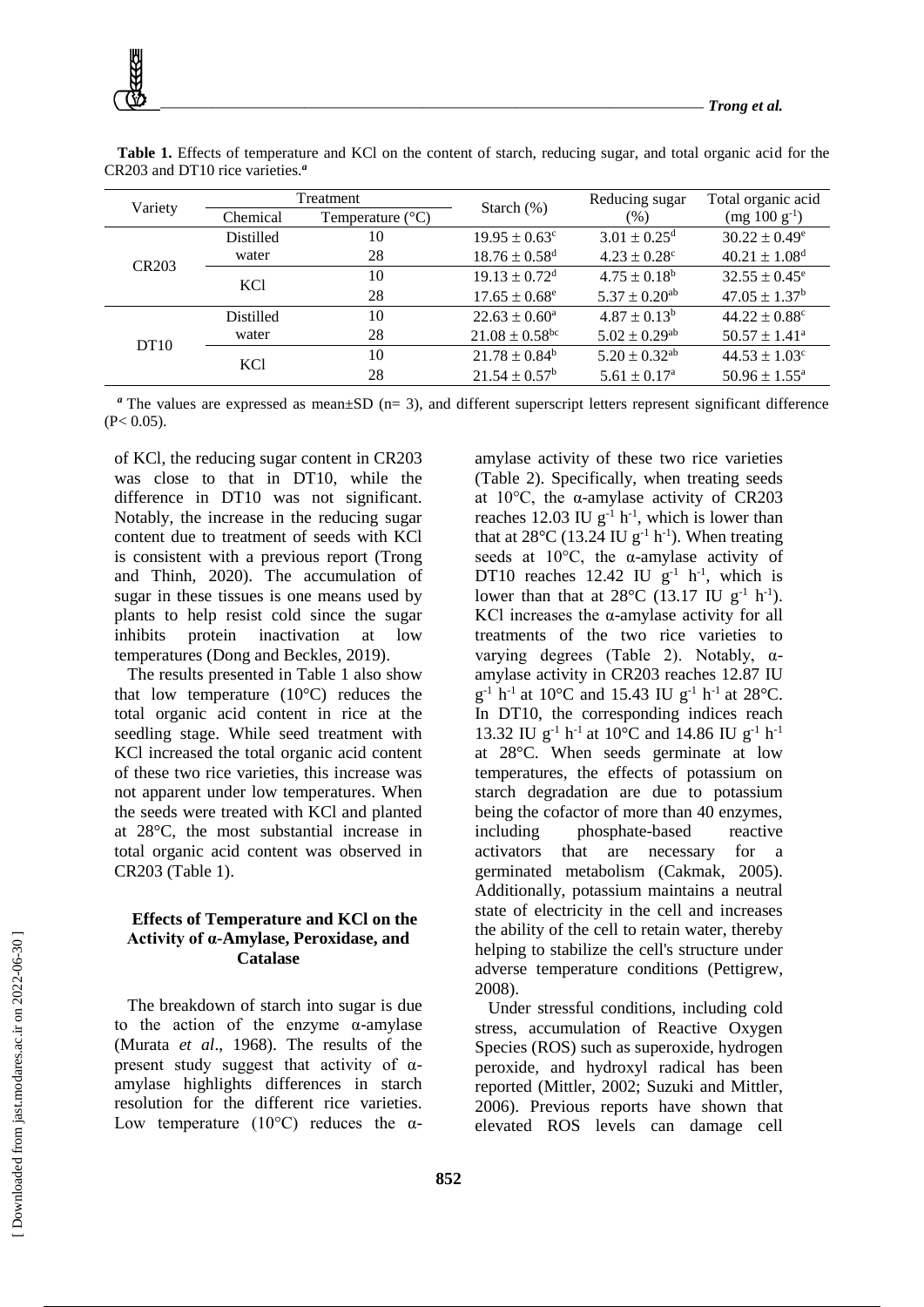**Table 1.** Effects of temperature and KCl on the content of starch, reducing sugar, and total organic acid for the CR203 and DT10 rice varieties.[a]

| Variety | Treatment | | Starch (%) | Reducing sugar (%) | Total organic acid (mg 100 $g^{-1}$) |
|---|---|---|---|---|---|
| | Chemical | Temperature (°C) | | | |
| CR203 | Distilled water | 10 | $19.95 \pm 0.63^{c}$ | $3.01 \pm 0.25^{d}$ | $30.22 \pm 0.49^{e}$ |
| | | 28 | $18.76 \pm 0.58^{d}$ | $4.23 \pm 0.28^{c}$ | $40.21 \pm 1.08^{d}$ |
| | KCl | 10 | $19.13 \pm 0.72^{d}$ | $4.75 \pm 0.18^{b}$ | $32.55 \pm 0.45^{e}$ |
| | | 28 | $17.65 \pm 0.68^{e}$ | $5.37 \pm 0.20^{ab}$ | $47.05 \pm 1.37^{b}$ |
| DT10 | Distilled water | 10 | $22.63 \pm 0.60^{a}$ | $4.87 \pm 0.13^{b}$ | $44.22 \pm 0.88^{c}$ |
| | | 28 | $21.08 \pm 0.58^{bc}$ | $5.02 \pm 0.29^{ab}$ | $50.57 \pm 1.41^{a}$ |
| | KCl | 10 | $21.78 \pm 0.84^{b}$ | $5.20 \pm 0.32^{ab}$ | $44.53 \pm 1.03^{c}$ |
| | | 28 | $21.54 \pm 0.57^{b}$ | $5.61 \pm 0.17^{a}$ | $50.96 \pm 1.55^{a}$ |

[a] The values are expressed as mean±SD (n= 3), and different superscript letters represent significant difference ($P< 0.05$).

of KCl, the reducing sugar content in CR203 was close to that in DT10, while the difference in DT10 was not significant. Notably, the increase in the reducing sugar content due to treatment of seeds with KCl is consistent with a previous report (Trong and Thinh, 2020). The accumulation of sugar in these tissues is one means used by plants to help resist cold since the sugar inhibits protein inactivation at low temperatures (Dong and Beckles, 2019).

The results presented in Table 1 also show that low temperature (10°C) reduces the total organic acid content in rice at the seedling stage. While seed treatment with KCl increased the total organic acid content of these two rice varieties, this increase was not apparent under low temperatures. When the seeds were treated with KCl and planted at 28°C, the most substantial increase in total organic acid content was observed in CR203 (Table 1).

## Effects of Temperature and KCl on the Activity of α-Amylase, Peroxidase, and Catalase

The breakdown of starch into sugar is due to the action of the enzyme α-amylase (Murata *et al*., 1968). The results of the present study suggest that activity of α-amylase highlights differences in starch resolution for the different rice varieties. Low temperature (10°C) reduces the α-amylase activity of these two rice varieties (Table 2). Specifically, when treating seeds at 10°C, the α-amylase activity of CR203 reaches 12.03 IU $g^{-1}$ $h^{-1}$, which is lower than that at 28°C (13.24 IU $g^{-1}$ $h^{-1}$). When treating seeds at 10°C, the α-amylase activity of DT10 reaches 12.42 IU $g^{-1}$ $h^{-1}$, which is lower than that at 28°C (13.17 IU $g^{-1}$ $h^{-1}$). KCl increases the α-amylase activity for all treatments of the two rice varieties to varying degrees (Table 2). Notably, α-amylase activity in CR203 reaches 12.87 IU $g^{-1}$ $h^{-1}$ at 10°C and 15.43 IU $g^{-1}$ $h^{-1}$ at 28°C. In DT10, the corresponding indices reach 13.32 IU $g^{-1}$ $h^{-1}$ at 10°C and 14.86 IU $g^{-1}$ $h^{-1}$ at 28°C. When seeds germinate at low temperatures, the effects of potassium on starch degradation are due to potassium being the cofactor of more than 40 enzymes, including phosphate-based reactive activators that are necessary for a germinated metabolism (Cakmak, 2005). Additionally, potassium maintains a neutral state of electricity in the cell and increases the ability of the cell to retain water, thereby helping to stabilize the cell's structure under adverse temperature conditions (Pettigrew, 2008).

Under stressful conditions, including cold stress, accumulation of Reactive Oxygen Species (ROS) such as superoxide, hydrogen peroxide, and hydroxyl radical has been reported (Mittler, 2002; Suzuki and Mittler, 2006). Previous reports have shown that elevated ROS levels can damage cell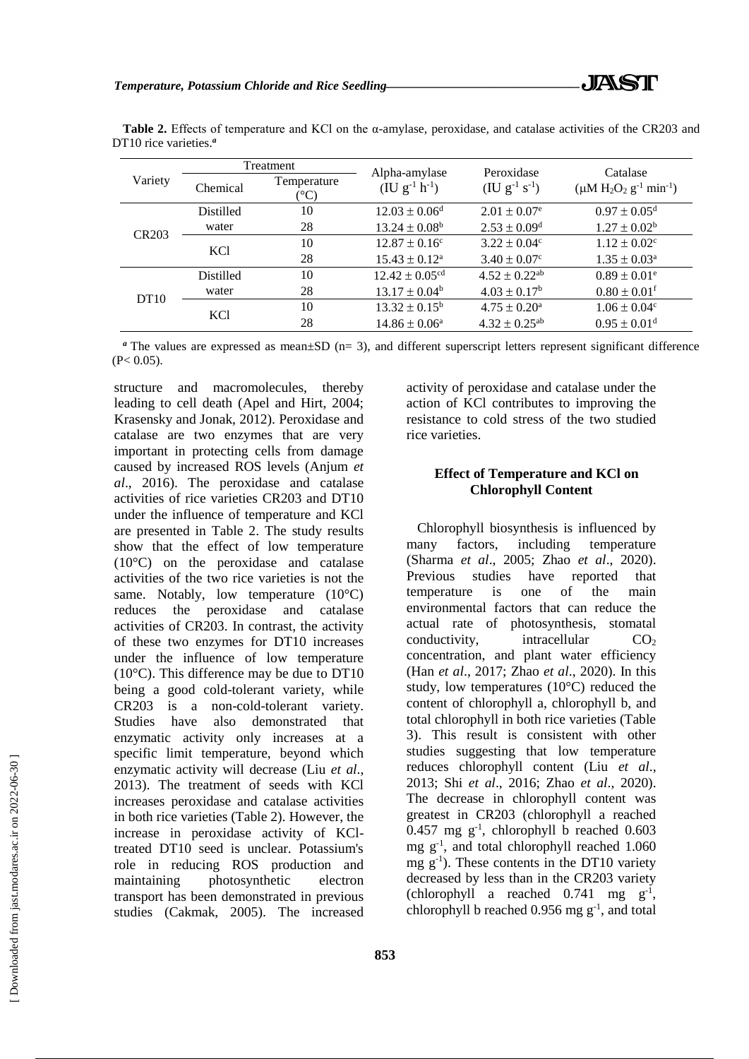**Table 2.** Effects of temperature and KCl on the α-amylase, peroxidase, and catalase activities of the CR203 and DT10 rice varieties.[a]

| Variety | Treatment | | Alpha-amylase ($IU\ g^{-1}\ h^{-1}$) | Peroxidase ($IU\ g^{-1}\ s^{-1}$) | Catalase ($\mu M\ H_2O_2\ g^{-1}\ min^{-1}$) |
|---|---|---|---|---|---|
| | Chemical | Temperature (°C) | | | |
| CR203 | Distilled water | 10 | $12.03 \pm 0.06^{d}$ | $2.01 \pm 0.07^{e}$ | $0.97 \pm 0.05^{d}$ |
| | | 28 | $13.24 \pm 0.08^{b}$ | $2.53 \pm 0.09^{d}$ | $1.27 \pm 0.02^{b}$ |
| | KCl | 10 | $12.87 \pm 0.16^{c}$ | $3.22 \pm 0.04^{c}$ | $1.12 \pm 0.02^{c}$ |
| | | 28 | $15.43 \pm 0.12^{a}$ | $3.40 \pm 0.07^{c}$ | $1.35 \pm 0.03^{a}$ |
| DT10 | Distilled water | 10 | $12.42 \pm 0.05^{cd}$ | $4.52 \pm 0.22^{ab}$ | $0.89 \pm 0.01^{e}$ |
| | | 28 | $13.17 \pm 0.04^{b}$ | $4.03 \pm 0.17^{b}$ | $0.80 \pm 0.01^{f}$ |
| | KCl | 10 | $13.32 \pm 0.15^{b}$ | $4.75 \pm 0.20^{a}$ | $1.06 \pm 0.04^{c}$ |
| | | 28 | $14.86 \pm 0.06^{a}$ | $4.32 \pm 0.25^{ab}$ | $0.95 \pm 0.01^{d}$ |

[a] The values are expressed as mean±SD (n= 3), and different superscript letters represent significant difference ($P < 0.05$).

structure and macromolecules, thereby leading to cell death (Apel and Hirt, 2004; Krasensky and Jonak, 2012). Peroxidase and catalase are two enzymes that are very important in protecting cells from damage caused by increased ROS levels (Anjum *et al*., 2016). The peroxidase and catalase activities of rice varieties CR203 and DT10 under the influence of temperature and KCl are presented in Table 2. The study results show that the effect of low temperature (10°C) on the peroxidase and catalase activities of the two rice varieties is not the same. Notably, low temperature (10°C) reduces the peroxidase and catalase activities of CR203. In contrast, the activity of these two enzymes for DT10 increases under the influence of low temperature (10°C). This difference may be due to DT10 being a good cold-tolerant variety, while CR203 is a non-cold-tolerant variety. Studies have also demonstrated that enzymatic activity only increases at a specific limit temperature, beyond which enzymatic activity will decrease (Liu *et al*., 2013). The treatment of seeds with KCl increases peroxidase and catalase activities in both rice varieties (Table 2). However, the increase in peroxidase activity of KCl-treated DT10 seed is unclear. Potassium's role in reducing ROS production and maintaining photosynthetic electron transport has been demonstrated in previous studies (Cakmak, 2005). The increased activity of peroxidase and catalase under the action of KCl contributes to improving the resistance to cold stress of the two studied rice varieties.

## Effect of Temperature and KCl on Chlorophyll Content

Chlorophyll biosynthesis is influenced by many factors, including temperature (Sharma *et al*., 2005; Zhao *et al*., 2020). Previous studies have reported that temperature is one of the main environmental factors that can reduce the actual rate of photosynthesis, stomatal conductivity, intracellular $CO_2$ concentration, and plant water efficiency (Han *et al*., 2017; Zhao *et al*., 2020). In this study, low temperatures (10°C) reduced the content of chlorophyll a, chlorophyll b, and total chlorophyll in both rice varieties (Table 3). This result is consistent with other studies suggesting that low temperature reduces chlorophyll content (Liu *et al*., 2013; Shi *et al*., 2016; Zhao *et al*., 2020). The decrease in chlorophyll content was greatest in CR203 (chlorophyll a reached 0.457 mg $g^{-1}$, chlorophyll b reached 0.603 mg $g^{-1}$, and total chlorophyll reached 1.060 mg $g^{-1}$). These contents in the DT10 variety decreased by less than in the CR203 variety (chlorophyll a reached 0.741 mg $g^{-1}$, chlorophyll b reached 0.956 mg $g^{-1}$, and total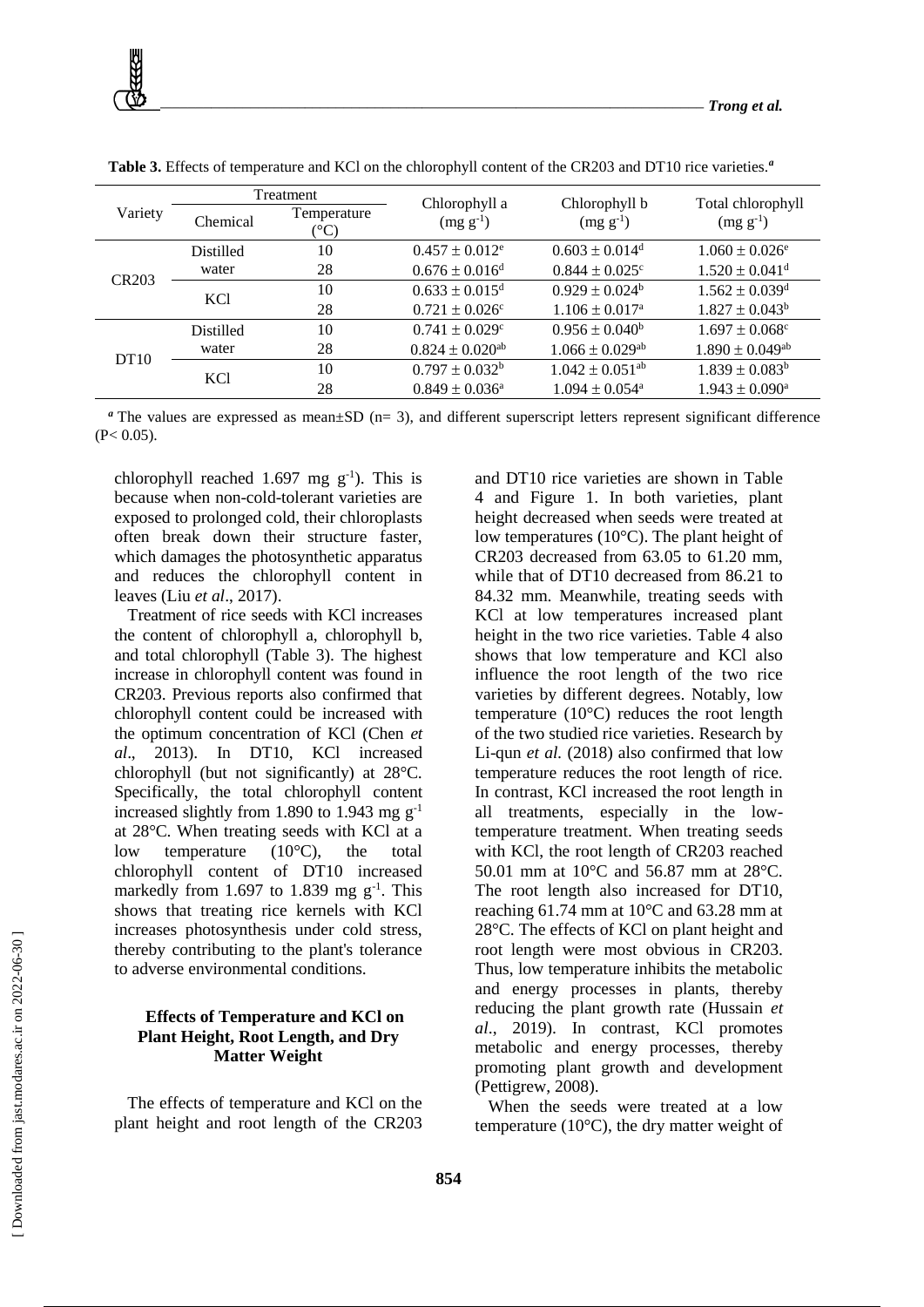**Table 3.** Effects of temperature and KCl on the chlorophyll content of the CR203 and DT10 rice varieties.[a]

| Variety | Treatment | | Chlorophyll a ($mg\ g^{-1}$) | Chlorophyll b ($mg\ g^{-1}$) | Total chlorophyll ($mg\ g^{-1}$) |
|---|---|---|---|---|---|
| | Chemical | Temperature (°C) | | | |
| CR203 | Distilled water | 10 | $0.457 \pm 0.012^{e}$ | $0.603 \pm 0.014^{d}$ | $1.060 \pm 0.026^{e}$ |
| | | 28 | $0.676 \pm 0.016^{d}$ | $0.844 \pm 0.025^{c}$ | $1.520 \pm 0.041^{d}$ |
| | KCl | 10 | $0.633 \pm 0.015^{d}$ | $0.929 \pm 0.024^{b}$ | $1.562 \pm 0.039^{d}$ |
| | | 28 | $0.721 \pm 0.026^{c}$ | $1.106 \pm 0.017^{a}$ | $1.827 \pm 0.043^{b}$ |
| DT10 | Distilled water | 10 | $0.741 \pm 0.029^{c}$ | $0.956 \pm 0.040^{b}$ | $1.697 \pm 0.068^{c}$ |
| | | 28 | $0.824 \pm 0.020^{ab}$ | $1.066 \pm 0.029^{ab}$ | $1.890 \pm 0.049^{ab}$ |
| | KCl | 10 | $0.797 \pm 0.032^{b}$ | $1.042 \pm 0.051^{ab}$ | $1.839 \pm 0.083^{b}$ |
| | | 28 | $0.849 \pm 0.036^{a}$ | $1.094 \pm 0.054^{a}$ | $1.943 \pm 0.090^{a}$ |

[a] The values are expressed as mean±SD (n= 3), and different superscript letters represent significant difference ($P< 0.05$).

chlorophyll reached 1.697 mg $g^{-1}$). This is because when non-cold-tolerant varieties are exposed to prolonged cold, their chloroplasts often break down their structure faster, which damages the photosynthetic apparatus and reduces the chlorophyll content in leaves (Liu *et al*., 2017).

Treatment of rice seeds with KCl increases the content of chlorophyll a, chlorophyll b, and total chlorophyll (Table 3). The highest increase in chlorophyll content was found in CR203. Previous reports also confirmed that chlorophyll content could be increased with the optimum concentration of KCl (Chen *et al*., 2013). In DT10, KCl increased chlorophyll (but not significantly) at 28°C. Specifically, the total chlorophyll content increased slightly from 1.890 to 1.943 mg $g^{-1}$ at 28°C. When treating seeds with KCl at a low temperature (10°C), the total chlorophyll content of DT10 increased markedly from 1.697 to 1.839 mg $g^{-1}$. This shows that treating rice kernels with KCl increases photosynthesis under cold stress, thereby contributing to the plant's tolerance to adverse environmental conditions.

## Effects of Temperature and KCl on Plant Height, Root Length, and Dry Matter Weight

The effects of temperature and KCl on the plant height and root length of the CR203 and DT10 rice varieties are shown in Table 4 and Figure 1. In both varieties, plant height decreased when seeds were treated at low temperatures (10°C). The plant height of CR203 decreased from 63.05 to 61.20 mm, while that of DT10 decreased from 86.21 to 84.32 mm. Meanwhile, treating seeds with KCl at low temperatures increased plant height in the two rice varieties. Table 4 also shows that low temperature and KCl also influence the root length of the two rice varieties by different degrees. Notably, low temperature (10°C) reduces the root length of the two studied rice varieties. Research by Li-qun *et al.* (2018) also confirmed that low temperature reduces the root length of rice. In contrast, KCl increased the root length in all treatments, especially in the low-temperature treatment. When treating seeds with KCl, the root length of CR203 reached 50.01 mm at 10°C and 56.87 mm at 28°C. The root length also increased for DT10, reaching 61.74 mm at 10°C and 63.28 mm at 28°C. The effects of KCl on plant height and root length were most obvious in CR203. Thus, low temperature inhibits the metabolic and energy processes in plants, thereby reducing the plant growth rate (Hussain *et al*., 2019). In contrast, KCl promotes metabolic and energy processes, thereby promoting plant growth and development (Pettigrew, 2008).

When the seeds were treated at a low temperature (10°C), the dry matter weight of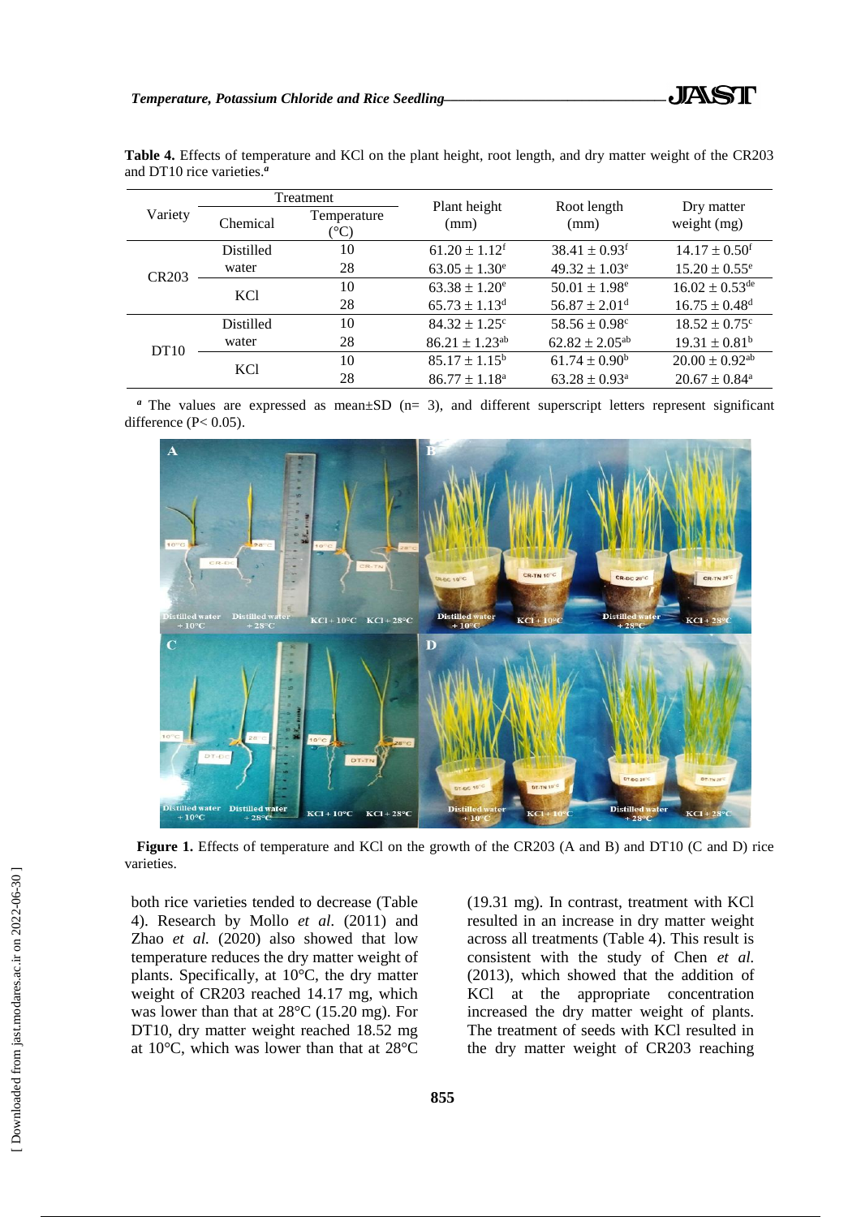**Table 4.** Effects of temperature and KCl on the plant height, root length, and dry matter weight of the CR203 and DT10 rice varieties.[a]

| Variety | Treatment | | Plant height (mm) | Root length (mm) | Dry matter weight (mg) |
|---|---|---|---|---|---|
| | Chemical | Temperature (°C) | | | |
| CR203 | Distilled water | 10 | 61.20 ± 1.12[f] | 38.41 ± 0.93[f] | 14.17 ± 0.50[f] |
| | | 28 | 63.05 ± 1.30[e] | 49.32 ± 1.03[e] | 15.20 ± 0.55[e] |
| | KCl | 10 | 63.38 ± 1.20[e] | 50.01 ± 1.98[e] | 16.02 ± 0.53[de] |
| | | 28 | 65.73 ± 1.13[d] | 56.87 ± 2.01[d] | 16.75 ± 0.48[d] |
| DT10 | Distilled water | 10 | 84.32 ± 1.25[c] | 58.56 ± 0.98[c] | 18.52 ± 0.75[c] |
| | | 28 | 86.21 ± 1.23[ab] | 62.82 ± 2.05[ab] | 19.31 ± 0.81[b] |
| | KCl | 10 | 85.17 ± 1.15[b] | 61.74 ± 0.90[b] | 20.00 ± 0.92[ab] |
| | | 28 | 86.77 ± 1.18[a] | 63.28 ± 0.93[a] | 20.67 ± 0.84[a] |

[a] The values are expressed as mean±SD (n= 3), and different superscript letters represent significant difference (P< 0.05).

**Figure 1.** Effects of temperature and KCl on the growth of the CR203 (A and B) and DT10 (C and D) rice varieties.

both rice varieties tended to decrease (Table 4). Research by Mollo *et al.* (2011) and Zhao *et al.* (2020) also showed that low temperature reduces the dry matter weight of plants. Specifically, at 10°C, the dry matter weight of CR203 reached 14.17 mg, which was lower than that at 28°C (15.20 mg). For DT10, dry matter weight reached 18.52 mg at 10°C, which was lower than that at 28°C (19.31 mg). In contrast, treatment with KCl resulted in an increase in dry matter weight across all treatments (Table 4). This result is consistent with the study of Chen *et al.* (2013), which showed that the addition of KCl at the appropriate concentration increased the dry matter weight of plants. The treatment of seeds with KCl resulted in the dry matter weight of CR203 reaching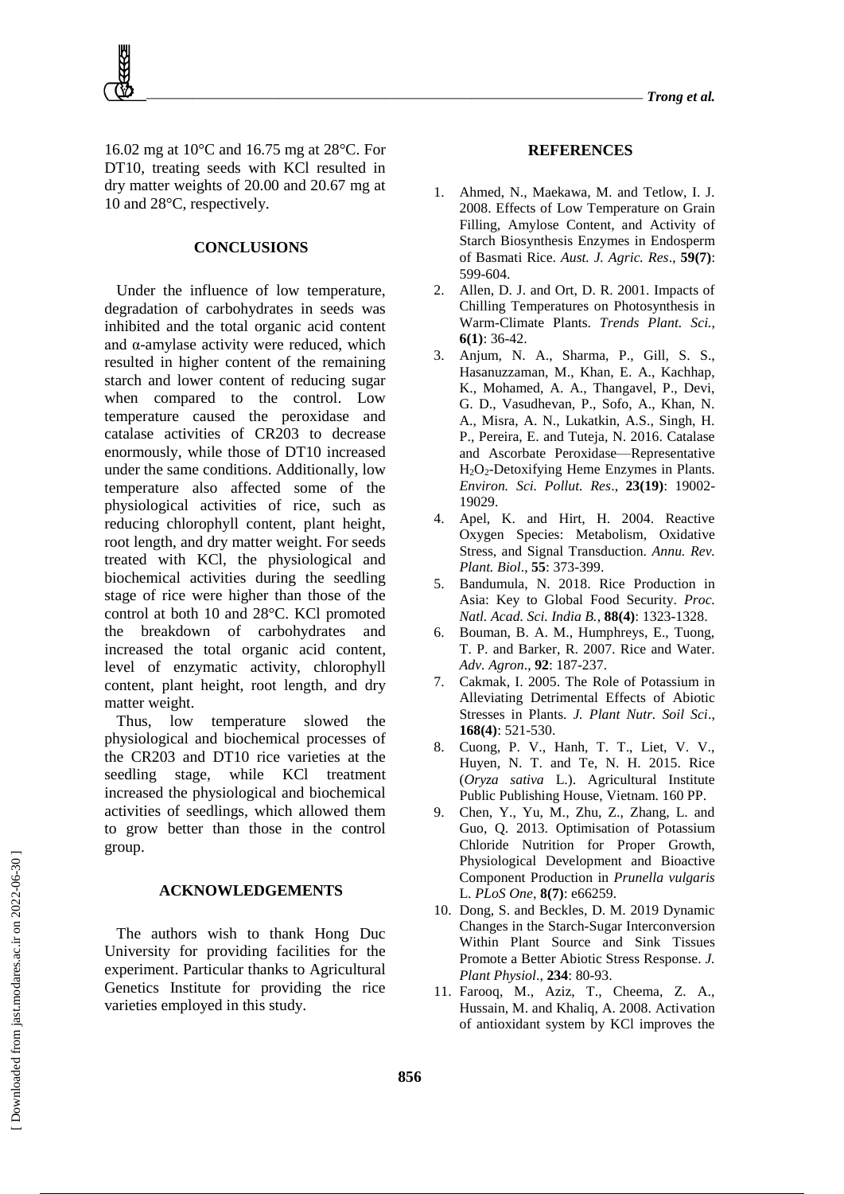16.02 mg at 10°C and 16.75 mg at 28°C. For DT10, treating seeds with KCl resulted in dry matter weights of 20.00 and 20.67 mg at 10 and 28°C, respectively.

## CONCLUSIONS

Under the influence of low temperature, degradation of carbohydrates in seeds was inhibited and the total organic acid content and α-amylase activity were reduced, which resulted in higher content of the remaining starch and lower content of reducing sugar when compared to the control. Low temperature caused the peroxidase and catalase activities of CR203 to decrease enormously, while those of DT10 increased under the same conditions. Additionally, low temperature also affected some of the physiological activities of rice, such as reducing chlorophyll content, plant height, root length, and dry matter weight. For seeds treated with KCl, the physiological and biochemical activities during the seedling stage of rice were higher than those of the control at both 10 and 28°C. KCl promoted the breakdown of carbohydrates and increased the total organic acid content, level of enzymatic activity, chlorophyll content, plant height, root length, and dry matter weight.

Thus, low temperature slowed the physiological and biochemical processes of the CR203 and DT10 rice varieties at the seedling stage, while KCl treatment increased the physiological and biochemical activities of seedlings, which allowed them to grow better than those in the control group.

## ACKNOWLEDGEMENTS

The authors wish to thank Hong Duc University for providing facilities for the experiment. Particular thanks to Agricultural Genetics Institute for providing the rice varieties employed in this study.

## REFERENCES

1. Ahmed, N., Maekawa, M. and Tetlow, I. J. 2008. Effects of Low Temperature on Grain Filling, Amylose Content, and Activity of Starch Biosynthesis Enzymes in Endosperm of Basmati Rice. *Aust. J. Agric. Res*., **59(7)**: 599-604.
2. Allen, D. J. and Ort, D. R. 2001. Impacts of Chilling Temperatures on Photosynthesis in Warm-Climate Plants. *Trends Plant. Sci.*, **6(1)**: 36-42.
3. Anjum, N. A., Sharma, P., Gill, S. S., Hasanuzzaman, M., Khan, E. A., Kachhap, K., Mohamed, A. A., Thangavel, P., Devi, G. D., Vasudhevan, P., Sofo, A., Khan, N. A., Misra, A. N., Lukatkin, A.S., Singh, H. P., Pereira, E. and Tuteja, N. 2016. Catalase and Ascorbate Peroxidase—Representative $H_2O_2$-Detoxifying Heme Enzymes in Plants. *Environ. Sci. Pollut. Res*., **23(19)**: 19002-19029.
4. Apel, K. and Hirt, H. 2004. Reactive Oxygen Species: Metabolism, Oxidative Stress, and Signal Transduction. *Annu. Rev. Plant. Biol*., **55**: 373-399.
5. Bandumula, N. 2018. Rice Production in Asia: Key to Global Food Security. *Proc. Natl. Acad. Sci. India B.*, **88(4)**: 1323-1328.
6. Bouman, B. A. M., Humphreys, E., Tuong, T. P. and Barker, R. 2007. Rice and Water. *Adv. Agron*., **92**: 187-237.
7. Cakmak, I. 2005. The Role of Potassium in Alleviating Detrimental Effects of Abiotic Stresses in Plants. *J. Plant Nutr. Soil Sci*., **168(4)**: 521-530.
8. Cuong, P. V., Hanh, T. T., Liet, V. V., Huyen, N. T. and Te, N. H. 2015. Rice (*Oryza sativa* L.). Agricultural Institute Public Publishing House, Vietnam. 160 PP.
9. Chen, Y., Yu, M., Zhu, Z., Zhang, L. and Guo, Q. 2013. Optimisation of Potassium Chloride Nutrition for Proper Growth, Physiological Development and Bioactive Component Production in *Prunella vulgaris* L. *PLoS One*, **8(7)**: e66259.
10. Dong, S. and Beckles, D. M. 2019 Dynamic Changes in the Starch-Sugar Interconversion Within Plant Source and Sink Tissues Promote a Better Abiotic Stress Response. *J. Plant Physiol*., **234**: 80-93.
11. Farooq, M., Aziz, T., Cheema, Z. A., Hussain, M. and Khaliq, A. 2008. Activation of antioxidant system by KCl improves the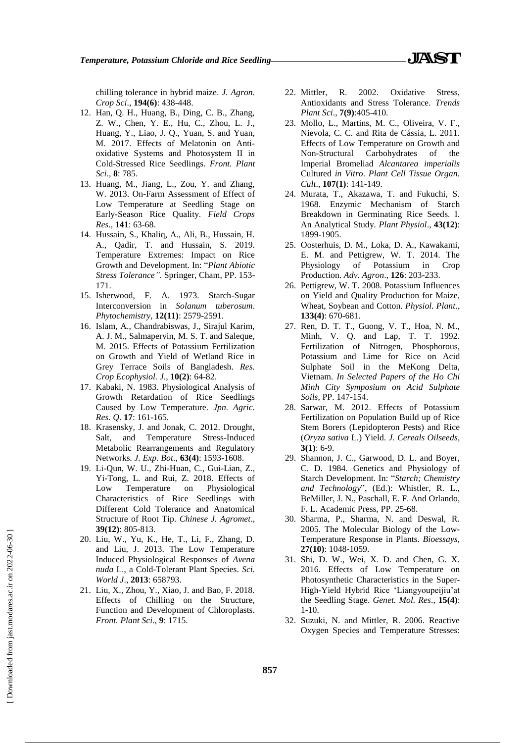chilling tolerance in hybrid maize. *J. Agron. Crop Sci*., **194(6)**: 438-448.

12. Han, Q. H., Huang, B., Ding, C. B., Zhang, Z. W., Chen, Y. E., Hu, C., Zhou, L. J., Huang, Y., Liao, J. Q., Yuan, S. and Yuan, M. 2017. Effects of Melatonin on Anti-oxidative Systems and Photosystem II in Cold-Stressed Rice Seedlings. *Front. Plant Sci*., **8**: 785.
13. Huang, M., Jiang, L., Zou, Y. and Zhang, W. 2013. On-Farm Assessment of Effect of Low Temperature at Seedling Stage on Early-Season Rice Quality. *Field Crops Res*., **141**: 63-68.
14. Hussain, S., Khaliq, A., Ali, B., Hussain, H. A., Qadir, T. and Hussain, S. 2019. Temperature Extremes: Impact on Rice Growth and Development. In: "*Plant Abiotic Stress Tolerance"*. Springer, Cham, PP. 153-171.
15. Isherwood, F. A. 1973. Starch-Sugar Interconversion in *Solanum tuberosum*. *Phytochemistry*, **12(11)**: 2579-2591.
16. Islam, A., Chandrabiswas, J., Sirajul Karim, A. J. M., Salmapervin, M. S. T. and Saleque, M. 2015. Effects of Potassium Fertilization on Growth and Yield of Wetland Rice in Grey Terrace Soils of Bangladesh. *Res. Crop Ecophysiol. J*., **10(2)**: 64-82.
17. Kabaki, N. 1983. Physiological Analysis of Growth Retardation of Rice Seedlings Caused by Low Temperature. *Jpn. Agric. Res. Q*. **17**: 161-165.
18. Krasensky, J. and Jonak, C. 2012. Drought, Salt, and Temperature Stress-Induced Metabolic Rearrangements and Regulatory Networks. *J. Exp. Bot*., **63(4)**: 1593-1608.
19. Li-Qun, W. U., Zhi-Huan, C., Gui-Lian, Z., Yi-Tong, L. and Rui, Z. 2018. Effects of Low Temperature on Physiological Characteristics of Rice Seedlings with Different Cold Tolerance and Anatomical Structure of Root Tip. *Chinese J. Agromet*., **39(12)**: 805-813.
20. Liu, W., Yu, K., He, T., Li, F., Zhang, D. and Liu, J. 2013. The Low Temperature Induced Physiological Responses of *Avena nuda* L., a Cold-Tolerant Plant Species. *Sci. World J*., **2013**: 658793.
21. Liu, X., Zhou, Y., Xiao, J. and Bao, F. 2018. Effects of Chilling on the Structure, Function and Development of Chloroplasts. *Front. Plant Sci*., **9**: 1715.
22. Mittler, R. 2002. Oxidative Stress, Antioxidants and Stress Tolerance. *Trends Plant Sci*., **7(9)**:405-410.
23. Mollo, L., Martins, M. C., Oliveira, V. F., Nievola, C. C. and Rita de Cássia, L. 2011. Effects of Low Temperature on Growth and Non-Structural Carbohydrates of the Imperial Bromeliad *Alcantarea imperialis* Cultured *in Vitro*. *Plant Cell Tissue Organ. Cult*., **107(1)**: 141-149.
24. Murata, T., Akazawa, T. and Fukuchi, S. 1968. Enzymic Mechanism of Starch Breakdown in Germinating Rice Seeds. I. An Analytical Study. *Plant Physiol*., **43(12)**: 1899-1905.
25. Oosterhuis, D. M., Loka, D. A., Kawakami, E. M. and Pettigrew, W. T. 2014. The Physiology of Potassium in Crop Production. *Adv. Agron*., **126**: 203-233.
26. Pettigrew, W. T. 2008. Potassium Influences on Yield and Quality Production for Maize, Wheat, Soybean and Cotton. *Physiol. Plant*., **133(4)**: 670-681.
27. Ren, D. T. T., Guong, V. T., Hoa, N. M., Minh, V. Q. and Lap, T. T. 1992. Fertilization of Nitrogen, Phosphorous, Potassium and Lime for Rice on Acid Sulphate Soil in the MeKong Delta, Vietnam. *In Selected Papers of the Ho Chi Minh City Symposium on Acid Sulphate Soils*, PP. 147-154.
28. Sarwar, M. 2012. Effects of Potassium Fertilization on Population Build up of Rice Stem Borers (Lepidopteron Pests) and Rice (*Oryza sativa* L.) Yield. *J. Cereals Oilseeds*, **3(1)**: 6-9.
29. Shannon, J. C., Garwood, D. L. and Boyer, C. D. 1984. Genetics and Physiology of Starch Development. In: "*Starch; Chemistry and Technology*", (Ed.): Whistler, R. L., BeMiller, J. N., Paschall, E. F. And Orlando, F. L. Academic Press, PP. 25-68.
30. Sharma, P., Sharma, N. and Deswal, R. 2005. The Molecular Biology of the Low-Temperature Response in Plants. *Bioessays*, **27(10)**: 1048-1059.
31. Shi, D. W., Wei, X. D. and Chen, G. X. 2016. Effects of Low Temperature on Photosynthetic Characteristics in the Super-High-Yield Hybrid Rice 'Liangyoupeijiu'at the Seedling Stage. *Genet. Mol. Res*., **15(4)**: 1-10.
32. Suzuki, N. and Mittler, R. 2006. Reactive Oxygen Species and Temperature Stresses: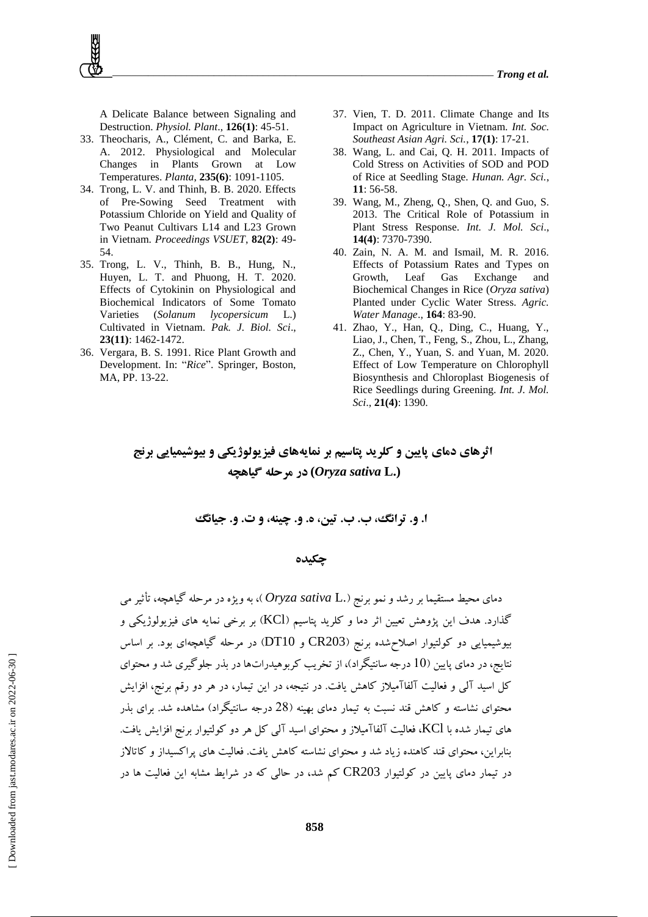A Delicate Balance between Signaling and Destruction. *Physiol. Plant*., **126(1)**: 45-51.

33. Theocharis, A., Clément, C. and Barka, E. A. 2012. Physiological and Molecular Changes in Plants Grown at Low Temperatures. *Planta*, **235(6)**: 1091-1105.
34. Trong, L. V. and Thinh, B. B. 2020. Effects of Pre-Sowing Seed Treatment with Potassium Chloride on Yield and Quality of Two Peanut Cultivars L14 and L23 Grown in Vietnam. *Proceedings VSUET*, **82(2)**: 49-54.
35. Trong, L. V., Thinh, B. B., Hung, N., Huyen, L. T. and Phuong, H. T. 2020. Effects of Cytokinin on Physiological and Biochemical Indicators of Some Tomato Varieties (*Solanum lycopersicum* L.) Cultivated in Vietnam. *Pak. J. Biol. Sci*., **23(11)**: 1462-1472.
36. Vergara, B. S. 1991. Rice Plant Growth and Development. In: "*Rice*". Springer, Boston, MA, PP. 13-22.
37. Vien, T. D. 2011. Climate Change and Its Impact on Agriculture in Vietnam. *Int. Soc. Southeast Asian Agri. Sci.*, **17(1)**: 17-21.
38. Wang, L. and Cai, Q. H. 2011. Impacts of Cold Stress on Activities of SOD and POD of Rice at Seedling Stage. *Hunan. Agr. Sci.*, **11**: 56-58.
39. Wang, M., Zheng, Q., Shen, Q. and Guo, S. 2013. The Critical Role of Potassium in Plant Stress Response. *Int. J. Mol. Sci*., **14(4)**: 7370-7390.
40. Zain, N. A. M. and Ismail, M. R. 2016. Effects of Potassium Rates and Types on Growth, Leaf Gas Exchange and Biochemical Changes in Rice (*Oryza sativa*) Planted under Cyclic Water Stress. *Agric. Water Manage*., **164**: 83-90.
41. Zhao, Y., Han, Q., Ding, C., Huang, Y., Liao, J., Chen, T., Feng, S., Zhou, L., Zhang, Z., Chen, Y., Yuan, S. and Yuan, M. 2020. Effect of Low Temperature on Chlorophyll Biosynthesis and Chloroplast Biogenesis of Rice Seedlings during Greening. *Int. J. Mol. Sci*., **21(4)**: 1390.

# اثرهای دمای پایین و کلرید پتاسیم بر نمایه‌های فیزیولوژیکی و بیوشیمیایی برنج (*Oryza sativa* L.) در مرحله گیاهچه

**ا. و. ترانگ، ب. ب. تین، ه. و. چینه، و ت. و. جیانگ**

## چکیده

دمای محیط مستقیما بر رشد و نمو برنج (*Oryza sativa* L.)، به ویژه در مرحله گیاهچه، تأثیر می گذارد. هدف این پژوهش تعیین اثر دما و کلرید پتاسیم (KCl) بر برخی نمایه های فیزیولوژیکی و بیوشیمیایی دو کولتیوار اصلاح‌شده برنج (CR203 و DT10) در مرحله گیاهچه‌ای بود. بر اساس نتایج، در دمای پایین (10 درجه سانتیگراد)، از تخریب کربوهیدرات‌ها در بذر جلوگیری شد و محتوای کل اسید آلی و فعالیت آلفاآمیلاز کاهش یافت. در نتیجه، در این تیمار، در هر دو رقم برنج، افزایش محتوای نشاسته و کاهش قند نسبت به تیمار دمای بهینه (28 درجه سانتیگراد) مشاهده شد. برای بذر های تیمار شده با KCl، فعالیت آلفاآمیلاز و محتوای اسید آلی کل هر دو کولتیوار برنج افزایش یافت. بنابراین، محتوای قند کاهنده زیاد شد و محتوای نشاسته کاهش یافت. فعالیت های پراکسیداز و کاتالاز در تیمار دمای پایین در کولتیوار CR203 کم شد، در حالی که در شرایط مشابه این فعالیت ها در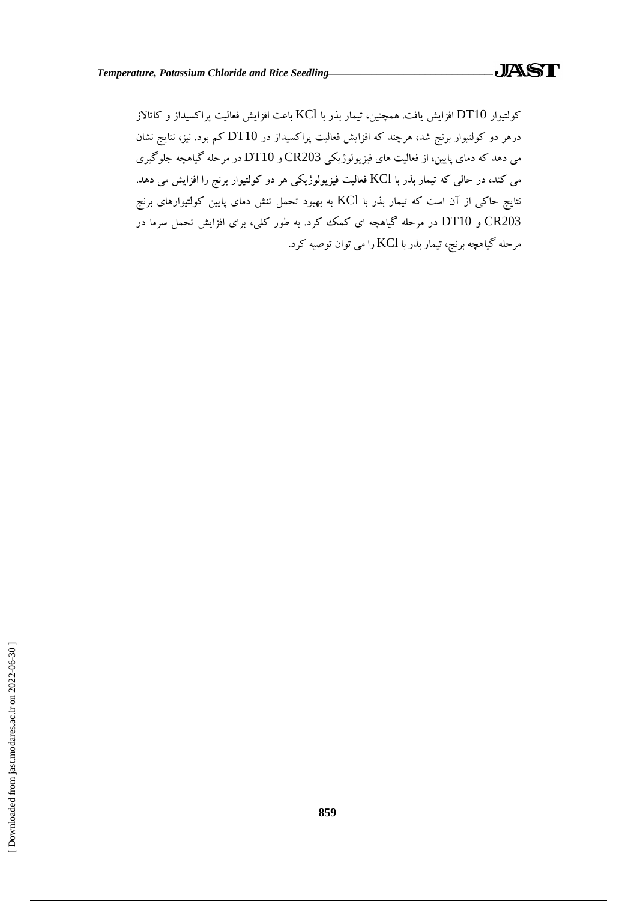کولتیوار DT10 افزایش یافت. همچنین، تیمار بذر با KCl باعث افزایش فعالیت پراکسیداز و کاتالاز درهر دو کولتیوار برنج شد، هرچند که افزایش فعالیت پراکسیداز در DT10 کم بود. نیز، نتایج نشان می دهد که دمای پایین، از فعالیت های فیزیولوژیکی CR203 و DT10 در مرحله گیاهچه جلوگیری می کند، در حالی که تیمار بذر با KCl فعالیت فیزیولوژیکی هر دو کولتیوار برنج را افزایش می دهد. نتایج حاکی از آن است که تیمار بذر با KCl به بهبود تحمل تنش دمای پایین کولتیوارهای برنج CR203 و DT10 در مرحله گیاهچه ای کمک کرد. به طور کلی، برای افزایش تحمل سرما در مرحله گیاهچه برنج، تیمار بذر با KCl را می توان توصیه کرد.